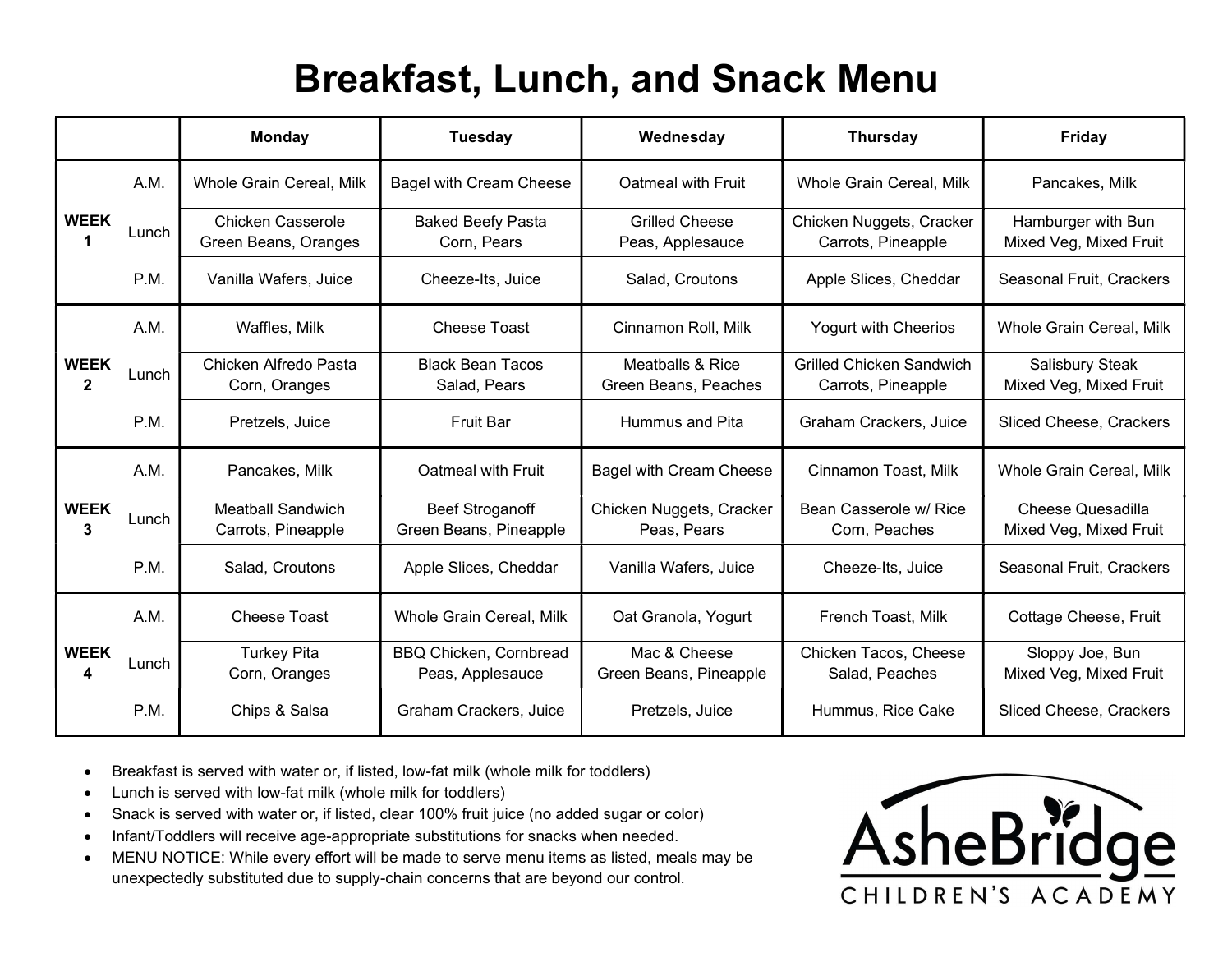# Breakfast, Lunch, and Snack Menu

| | | Monday | Tuesday | Wednesday | Thursday | Friday |
|---|---|---|---|---|---|---|
| **WEEK 1** | A.M. | Whole Grain Cereal, Milk | Bagel with Cream Cheese | Oatmeal with Fruit | Whole Grain Cereal, Milk | Pancakes, Milk |
| | Lunch | Chicken Casserole<br>Green Beans, Oranges | Baked Beefy Pasta<br>Corn, Pears | Grilled Cheese<br>Peas, Applesauce | Chicken Nuggets, Cracker<br>Carrots, Pineapple | Hamburger with Bun<br>Mixed Veg, Mixed Fruit |
| | P.M. | Vanilla Wafers, Juice | Cheeze-Its, Juice | Salad, Croutons | Apple Slices, Cheddar | Seasonal Fruit, Crackers |
| **WEEK 2** | A.M. | Waffles, Milk | Cheese Toast | Cinnamon Roll, Milk | Yogurt with Cheerios | Whole Grain Cereal, Milk |
| | Lunch | Chicken Alfredo Pasta<br>Corn, Oranges | Black Bean Tacos<br>Salad, Pears | Meatballs & Rice<br>Green Beans, Peaches | Grilled Chicken Sandwich<br>Carrots, Pineapple | Salisbury Steak<br>Mixed Veg, Mixed Fruit |
| | P.M. | Pretzels, Juice | Fruit Bar | Hummus and Pita | Graham Crackers, Juice | Sliced Cheese, Crackers |
| **WEEK 3** | A.M. | Pancakes, Milk | Oatmeal with Fruit | Bagel with Cream Cheese | Cinnamon Toast, Milk | Whole Grain Cereal, Milk |
| | Lunch | Meatball Sandwich<br>Carrots, Pineapple | Beef Stroganoff<br>Green Beans, Pineapple | Chicken Nuggets, Cracker<br>Peas, Pears | Bean Casserole w/ Rice<br>Corn, Peaches | Cheese Quesadilla<br>Mixed Veg, Mixed Fruit |
| | P.M. | Salad, Croutons | Apple Slices, Cheddar | Vanilla Wafers, Juice | Cheeze-Its, Juice | Seasonal Fruit, Crackers |
| **WEEK 4** | A.M. | Cheese Toast | Whole Grain Cereal, Milk | Oat Granola, Yogurt | French Toast, Milk | Cottage Cheese, Fruit |
| | Lunch | Turkey Pita<br>Corn, Oranges | BBQ Chicken, Cornbread<br>Peas, Applesauce | Mac & Cheese<br>Green Beans, Pineapple | Chicken Tacos, Cheese<br>Salad, Peaches | Sloppy Joe, Bun<br>Mixed Veg, Mixed Fruit |
| | P.M. | Chips & Salsa | Graham Crackers, Juice | Pretzels, Juice | Hummus, Rice Cake | Sliced Cheese, Crackers |

- Breakfast is served with water or, if listed, low-fat milk (whole milk for toddlers)
- Lunch is served with low-fat milk (whole milk for toddlers)
- Snack is served with water or, if listed, clear 100% fruit juice (no added sugar or color)
- Infant/Toddlers will receive age-appropriate substitutions for snacks when needed.
- MENU NOTICE: While every effort will be made to serve menu items as listed, meals may be unexpectedly substituted due to supply-chain concerns that are beyond our control.

AsheBridge
CHILDREN'S ACADEMY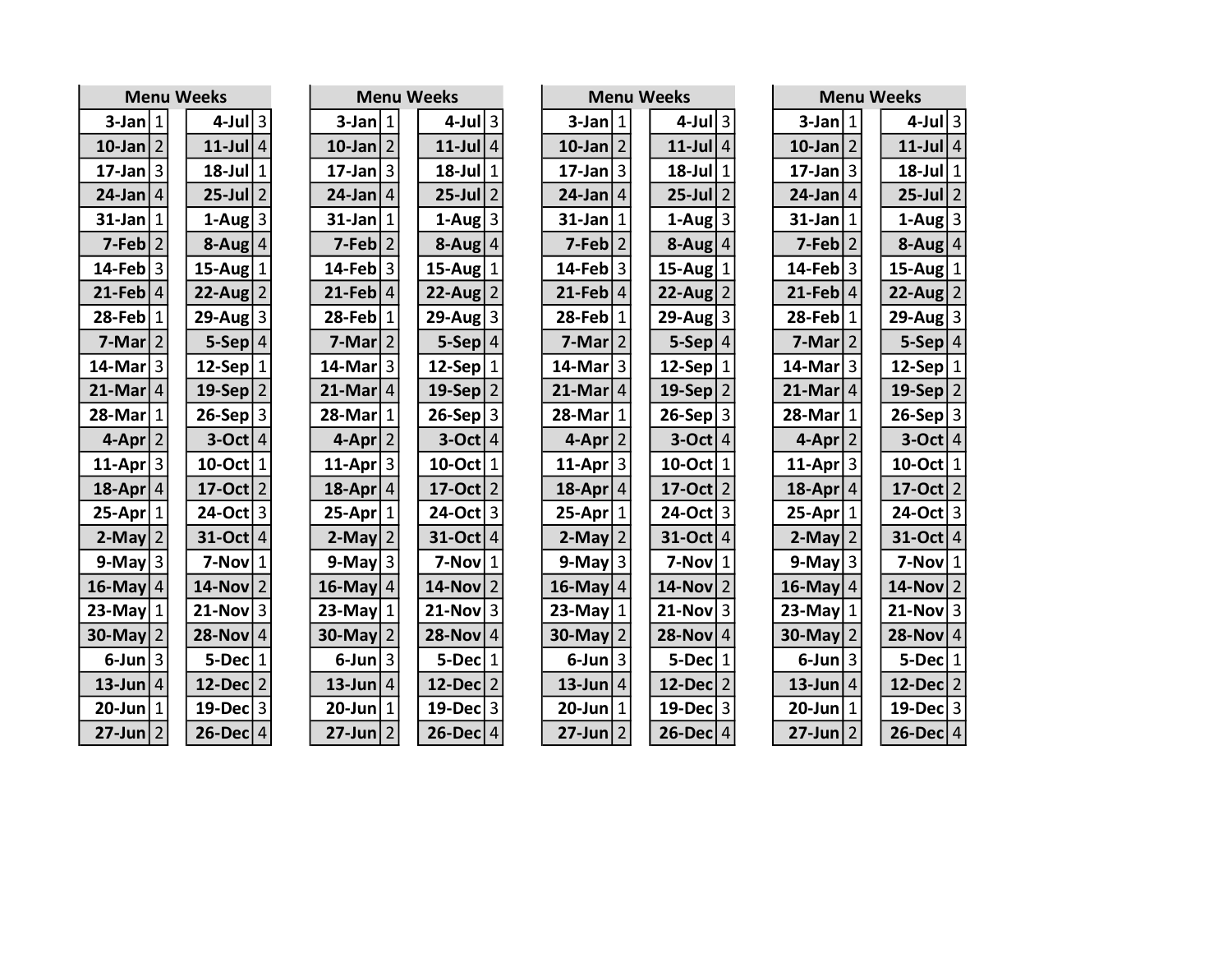| Menu Weeks | | | |
|---|---|---|---|
| 3-Jan | 1 | 4-Jul | 3 |
| 10-Jan | 2 | 11-Jul | 4 |
| 17-Jan | 3 | 18-Jul | 1 |
| 24-Jan | 4 | 25-Jul | 2 |
| 31-Jan | 1 | 1-Aug | 3 |
| 7-Feb | 2 | 8-Aug | 4 |
| 14-Feb | 3 | 15-Aug | 1 |
| 21-Feb | 4 | 22-Aug | 2 |
| 28-Feb | 1 | 29-Aug | 3 |
| 7-Mar | 2 | 5-Sep | 4 |
| 14-Mar | 3 | 12-Sep | 1 |
| 21-Mar | 4 | 19-Sep | 2 |
| 28-Mar | 1 | 26-Sep | 3 |
| 4-Apr | 2 | 3-Oct | 4 |
| 11-Apr | 3 | 10-Oct | 1 |
| 18-Apr | 4 | 17-Oct | 2 |
| 25-Apr | 1 | 24-Oct | 3 |
| 2-May | 2 | 31-Oct | 4 |
| 9-May | 3 | 7-Nov | 1 |
| 16-May | 4 | 14-Nov | 2 |
| 23-May | 1 | 21-Nov | 3 |
| 30-May | 2 | 28-Nov | 4 |
| 6-Jun | 3 | 5-Dec | 1 |
| 13-Jun | 4 | 12-Dec | 2 |
| 20-Jun | 1 | 19-Dec | 3 |
| 27-Jun | 2 | 26-Dec | 4 |

| Menu Weeks | | | |
|---|---|---|---|
| 3-Jan | 1 | 4-Jul | 3 |
| 10-Jan | 2 | 11-Jul | 4 |
| 17-Jan | 3 | 18-Jul | 1 |
| 24-Jan | 4 | 25-Jul | 2 |
| 31-Jan | 1 | 1-Aug | 3 |
| 7-Feb | 2 | 8-Aug | 4 |
| 14-Feb | 3 | 15-Aug | 1 |
| 21-Feb | 4 | 22-Aug | 2 |
| 28-Feb | 1 | 29-Aug | 3 |
| 7-Mar | 2 | 5-Sep | 4 |
| 14-Mar | 3 | 12-Sep | 1 |
| 21-Mar | 4 | 19-Sep | 2 |
| 28-Mar | 1 | 26-Sep | 3 |
| 4-Apr | 2 | 3-Oct | 4 |
| 11-Apr | 3 | 10-Oct | 1 |
| 18-Apr | 4 | 17-Oct | 2 |
| 25-Apr | 1 | 24-Oct | 3 |
| 2-May | 2 | 31-Oct | 4 |
| 9-May | 3 | 7-Nov | 1 |
| 16-May | 4 | 14-Nov | 2 |
| 23-May | 1 | 21-Nov | 3 |
| 30-May | 2 | 28-Nov | 4 |
| 6-Jun | 3 | 5-Dec | 1 |
| 13-Jun | 4 | 12-Dec | 2 |
| 20-Jun | 1 | 19-Dec | 3 |
| 27-Jun | 2 | 26-Dec | 4 |

| Menu Weeks | | | |
|---|---|---|---|
| 3-Jan | 1 | 4-Jul | 3 |
| 10-Jan | 2 | 11-Jul | 4 |
| 17-Jan | 3 | 18-Jul | 1 |
| 24-Jan | 4 | 25-Jul | 2 |
| 31-Jan | 1 | 1-Aug | 3 |
| 7-Feb | 2 | 8-Aug | 4 |
| 14-Feb | 3 | 15-Aug | 1 |
| 21-Feb | 4 | 22-Aug | 2 |
| 28-Feb | 1 | 29-Aug | 3 |
| 7-Mar | 2 | 5-Sep | 4 |
| 14-Mar | 3 | 12-Sep | 1 |
| 21-Mar | 4 | 19-Sep | 2 |
| 28-Mar | 1 | 26-Sep | 3 |
| 4-Apr | 2 | 3-Oct | 4 |
| 11-Apr | 3 | 10-Oct | 1 |
| 18-Apr | 4 | 17-Oct | 2 |
| 25-Apr | 1 | 24-Oct | 3 |
| 2-May | 2 | 31-Oct | 4 |
| 9-May | 3 | 7-Nov | 1 |
| 16-May | 4 | 14-Nov | 2 |
| 23-May | 1 | 21-Nov | 3 |
| 30-May | 2 | 28-Nov | 4 |
| 6-Jun | 3 | 5-Dec | 1 |
| 13-Jun | 4 | 12-Dec | 2 |
| 20-Jun | 1 | 19-Dec | 3 |
| 27-Jun | 2 | 26-Dec | 4 |

| Menu Weeks | | | |
|---|---|---|---|
| 3-Jan | 1 | 4-Jul | 3 |
| 10-Jan | 2 | 11-Jul | 4 |
| 17-Jan | 3 | 18-Jul | 1 |
| 24-Jan | 4 | 25-Jul | 2 |
| 31-Jan | 1 | 1-Aug | 3 |
| 7-Feb | 2 | 8-Aug | 4 |
| 14-Feb | 3 | 15-Aug | 1 |
| 21-Feb | 4 | 22-Aug | 2 |
| 28-Feb | 1 | 29-Aug | 3 |
| 7-Mar | 2 | 5-Sep | 4 |
| 14-Mar | 3 | 12-Sep | 1 |
| 21-Mar | 4 | 19-Sep | 2 |
| 28-Mar | 1 | 26-Sep | 3 |
| 4-Apr | 2 | 3-Oct | 4 |
| 11-Apr | 3 | 10-Oct | 1 |
| 18-Apr | 4 | 17-Oct | 2 |
| 25-Apr | 1 | 24-Oct | 3 |
| 2-May | 2 | 31-Oct | 4 |
| 9-May | 3 | 7-Nov | 1 |
| 16-May | 4 | 14-Nov | 2 |
| 23-May | 1 | 21-Nov | 3 |
| 30-May | 2 | 28-Nov | 4 |
| 6-Jun | 3 | 5-Dec | 1 |
| 13-Jun | 4 | 12-Dec | 2 |
| 20-Jun | 1 | 19-Dec | 3 |
| 27-Jun | 2 | 26-Dec | 4 |